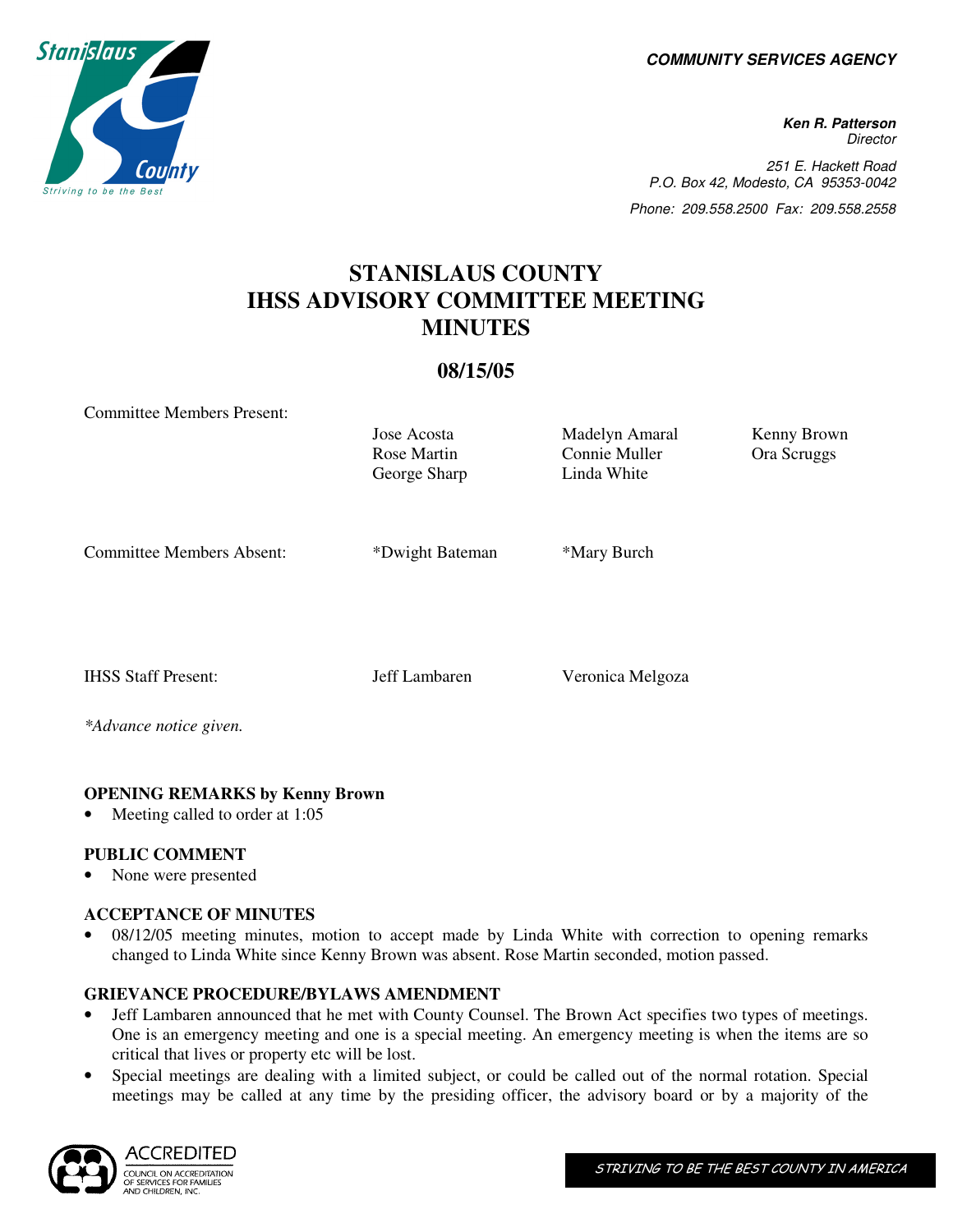**COMMUNITY SERVICES AGENCY**

**Ken R. Patterson**
*Director*

251 E. Hackett Road
P.O. Box 42, Modesto, CA 95353-0042
Phone: 209.558.2500 Fax: 209.558.2558

# STANISLAUS COUNTY IHSS ADVISORY COMMITTEE MEETING MINUTES

## 08/15/05

| | | | |
|---|---|---|---|
| Committee Members Present: | Jose Acosta | Madelyn Amaral | Kenny Brown |
| | Rose Martin | Connie Muller | Ora Scruggs |
| | George Sharp | Linda White | |
| Committee Members Absent: | *Dwight Bateman | *Mary Burch | |
| IHSS Staff Present: | Jeff Lambaren | Veronica Melgoza | |

*\*Advance notice given.*

**OPENING REMARKS by Kenny Brown**

- Meeting called to order at 1:05

**PUBLIC COMMENT**

- None were presented

**ACCEPTANCE OF MINUTES**

- 08/12/05 meeting minutes, motion to accept made by Linda White with correction to opening remarks changed to Linda White since Kenny Brown was absent. Rose Martin seconded, motion passed.

**GRIEVANCE PROCEDURE/BYLAWS AMENDMENT**

- Jeff Lambaren announced that he met with County Counsel. The Brown Act specifies two types of meetings. One is an emergency meeting and one is a special meeting. An emergency meeting is when the items are so critical that lives or property etc will be lost.
- Special meetings are dealing with a limited subject, or could be called out of the normal rotation. Special meetings may be called at any time by the presiding officer, the advisory board or by a majority of the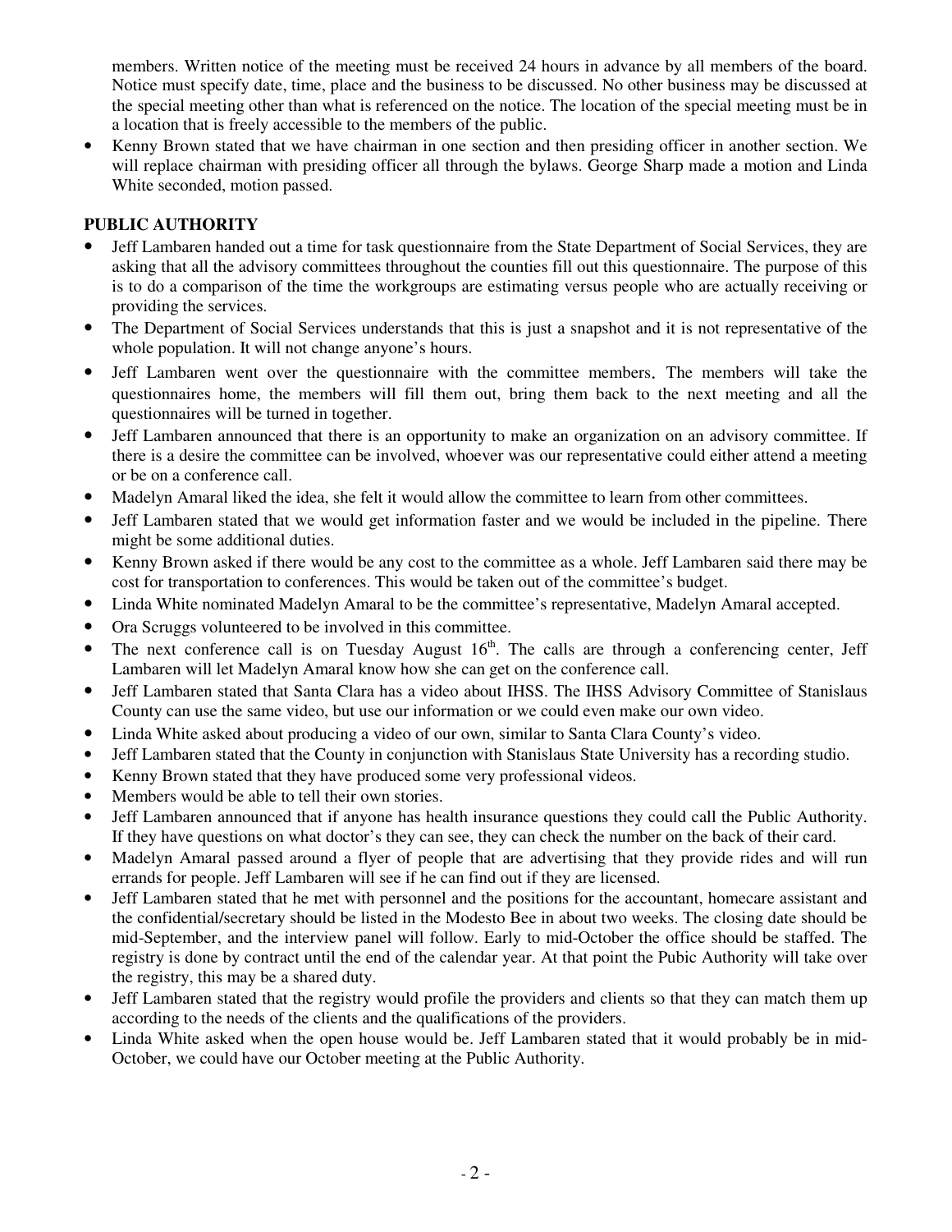members. Written notice of the meeting must be received 24 hours in advance by all members of the board. Notice must specify date, time, place and the business to be discussed. No other business may be discussed at the special meeting other than what is referenced on the notice. The location of the special meeting must be in a location that is freely accessible to the members of the public.

- Kenny Brown stated that we have chairman in one section and then presiding officer in another section. We will replace chairman with presiding officer all through the bylaws. George Sharp made a motion and Linda White seconded, motion passed.

**PUBLIC AUTHORITY**

- Jeff Lambaren handed out a time for task questionnaire from the State Department of Social Services, they are asking that all the advisory committees throughout the counties fill out this questionnaire. The purpose of this is to do a comparison of the time the workgroups are estimating versus people who are actually receiving or providing the services.
- The Department of Social Services understands that this is just a snapshot and it is not representative of the whole population. It will not change anyone's hours.
- Jeff Lambaren went over the questionnaire with the committee members. The members will take the questionnaires home, the members will fill them out, bring them back to the next meeting and all the questionnaires will be turned in together.
- Jeff Lambaren announced that there is an opportunity to make an organization on an advisory committee. If there is a desire the committee can be involved, whoever was our representative could either attend a meeting or be on a conference call.
- Madelyn Amaral liked the idea, she felt it would allow the committee to learn from other committees.
- Jeff Lambaren stated that we would get information faster and we would be included in the pipeline. There might be some additional duties.
- Kenny Brown asked if there would be any cost to the committee as a whole. Jeff Lambaren said there may be cost for transportation to conferences. This would be taken out of the committee's budget.
- Linda White nominated Madelyn Amaral to be the committee's representative, Madelyn Amaral accepted.
- Ora Scruggs volunteered to be involved in this committee.
- The next conference call is on Tuesday August 16th. The calls are through a conferencing center, Jeff Lambaren will let Madelyn Amaral know how she can get on the conference call.
- Jeff Lambaren stated that Santa Clara has a video about IHSS. The IHSS Advisory Committee of Stanislaus County can use the same video, but use our information or we could even make our own video.
- Linda White asked about producing a video of our own, similar to Santa Clara County's video.
- Jeff Lambaren stated that the County in conjunction with Stanislaus State University has a recording studio.
- Kenny Brown stated that they have produced some very professional videos.
- Members would be able to tell their own stories.
- Jeff Lambaren announced that if anyone has health insurance questions they could call the Public Authority. If they have questions on what doctor's they can see, they can check the number on the back of their card.
- Madelyn Amaral passed around a flyer of people that are advertising that they provide rides and will run errands for people. Jeff Lambaren will see if he can find out if they are licensed.
- Jeff Lambaren stated that he met with personnel and the positions for the accountant, homecare assistant and the confidential/secretary should be listed in the Modesto Bee in about two weeks. The closing date should be mid-September, and the interview panel will follow. Early to mid-October the office should be staffed. The registry is done by contract until the end of the calendar year. At that point the Pubic Authority will take over the registry, this may be a shared duty.
- Jeff Lambaren stated that the registry would profile the providers and clients so that they can match them up according to the needs of the clients and the qualifications of the providers.
- Linda White asked when the open house would be. Jeff Lambaren stated that it would probably be in mid-October, we could have our October meeting at the Public Authority.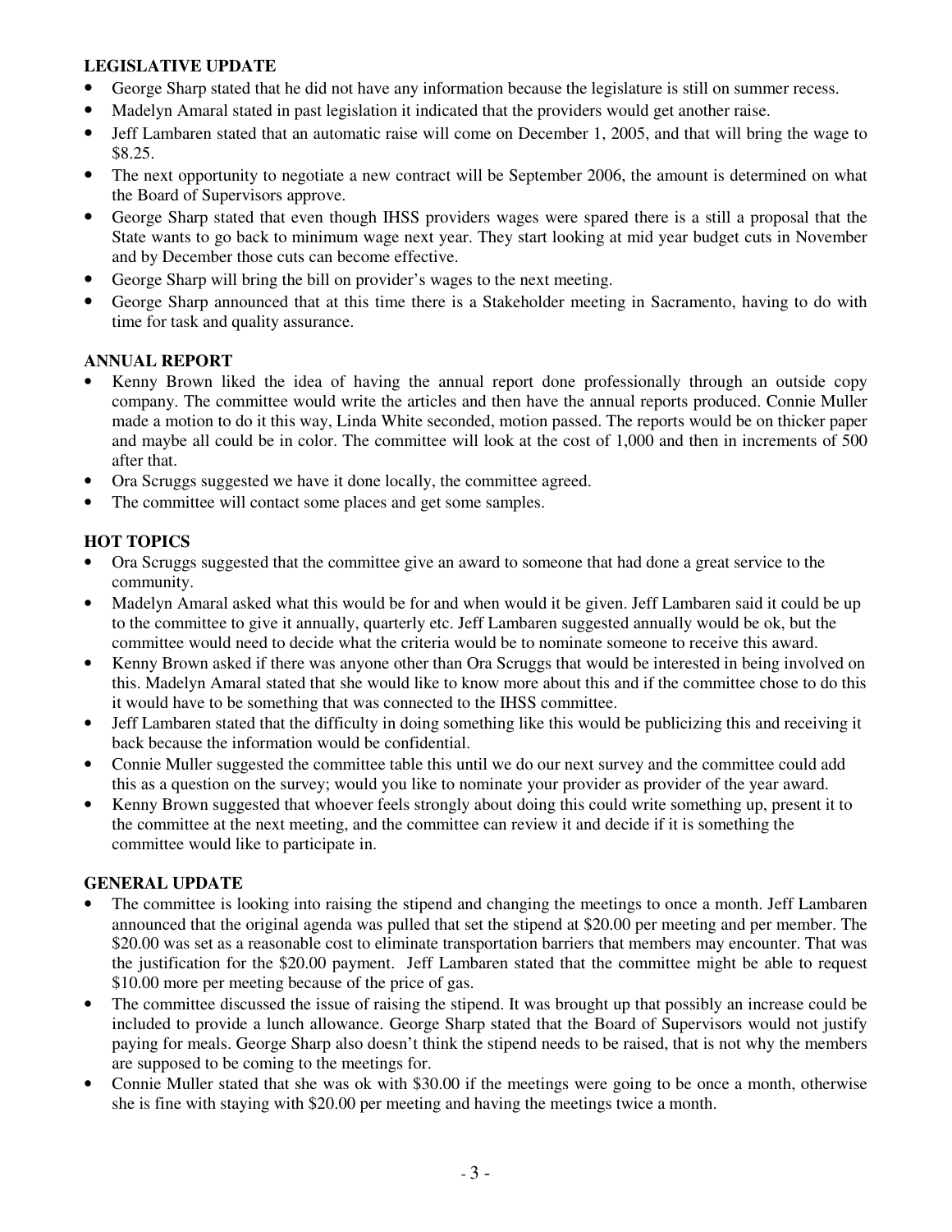**LEGISLATIVE UPDATE**

- George Sharp stated that he did not have any information because the legislature is still on summer recess.
- Madelyn Amaral stated in past legislation it indicated that the providers would get another raise.
- Jeff Lambaren stated that an automatic raise will come on December 1, 2005, and that will bring the wage to $8.25.
- The next opportunity to negotiate a new contract will be September 2006, the amount is determined on what the Board of Supervisors approve.
- George Sharp stated that even though IHSS providers wages were spared there is a still a proposal that the State wants to go back to minimum wage next year. They start looking at mid year budget cuts in November and by December those cuts can become effective.
- George Sharp will bring the bill on provider's wages to the next meeting.
- George Sharp announced that at this time there is a Stakeholder meeting in Sacramento, having to do with time for task and quality assurance.

**ANNUAL REPORT**

- Kenny Brown liked the idea of having the annual report done professionally through an outside copy company. The committee would write the articles and then have the annual reports produced. Connie Muller made a motion to do it this way, Linda White seconded, motion passed. The reports would be on thicker paper and maybe all could be in color. The committee will look at the cost of 1,000 and then in increments of 500 after that.
- Ora Scruggs suggested we have it done locally, the committee agreed.
- The committee will contact some places and get some samples.

**HOT TOPICS**

- Ora Scruggs suggested that the committee give an award to someone that had done a great service to the community.
- Madelyn Amaral asked what this would be for and when would it be given. Jeff Lambaren said it could be up to the committee to give it annually, quarterly etc. Jeff Lambaren suggested annually would be ok, but the committee would need to decide what the criteria would be to nominate someone to receive this award.
- Kenny Brown asked if there was anyone other than Ora Scruggs that would be interested in being involved on this. Madelyn Amaral stated that she would like to know more about this and if the committee chose to do this it would have to be something that was connected to the IHSS committee.
- Jeff Lambaren stated that the difficulty in doing something like this would be publicizing this and receiving it back because the information would be confidential.
- Connie Muller suggested the committee table this until we do our next survey and the committee could add this as a question on the survey; would you like to nominate your provider as provider of the year award.
- Kenny Brown suggested that whoever feels strongly about doing this could write something up, present it to the committee at the next meeting, and the committee can review it and decide if it is something the committee would like to participate in.

**GENERAL UPDATE**

- The committee is looking into raising the stipend and changing the meetings to once a month. Jeff Lambaren announced that the original agenda was pulled that set the stipend at $20.00 per meeting and per member. The $20.00 was set as a reasonable cost to eliminate transportation barriers that members may encounter. That was the justification for the $20.00 payment. Jeff Lambaren stated that the committee might be able to request $10.00 more per meeting because of the price of gas.
- The committee discussed the issue of raising the stipend. It was brought up that possibly an increase could be included to provide a lunch allowance. George Sharp stated that the Board of Supervisors would not justify paying for meals. George Sharp also doesn't think the stipend needs to be raised, that is not why the members are supposed to be coming to the meetings for.
- Connie Muller stated that she was ok with $30.00 if the meetings were going to be once a month, otherwise she is fine with staying with $20.00 per meeting and having the meetings twice a month.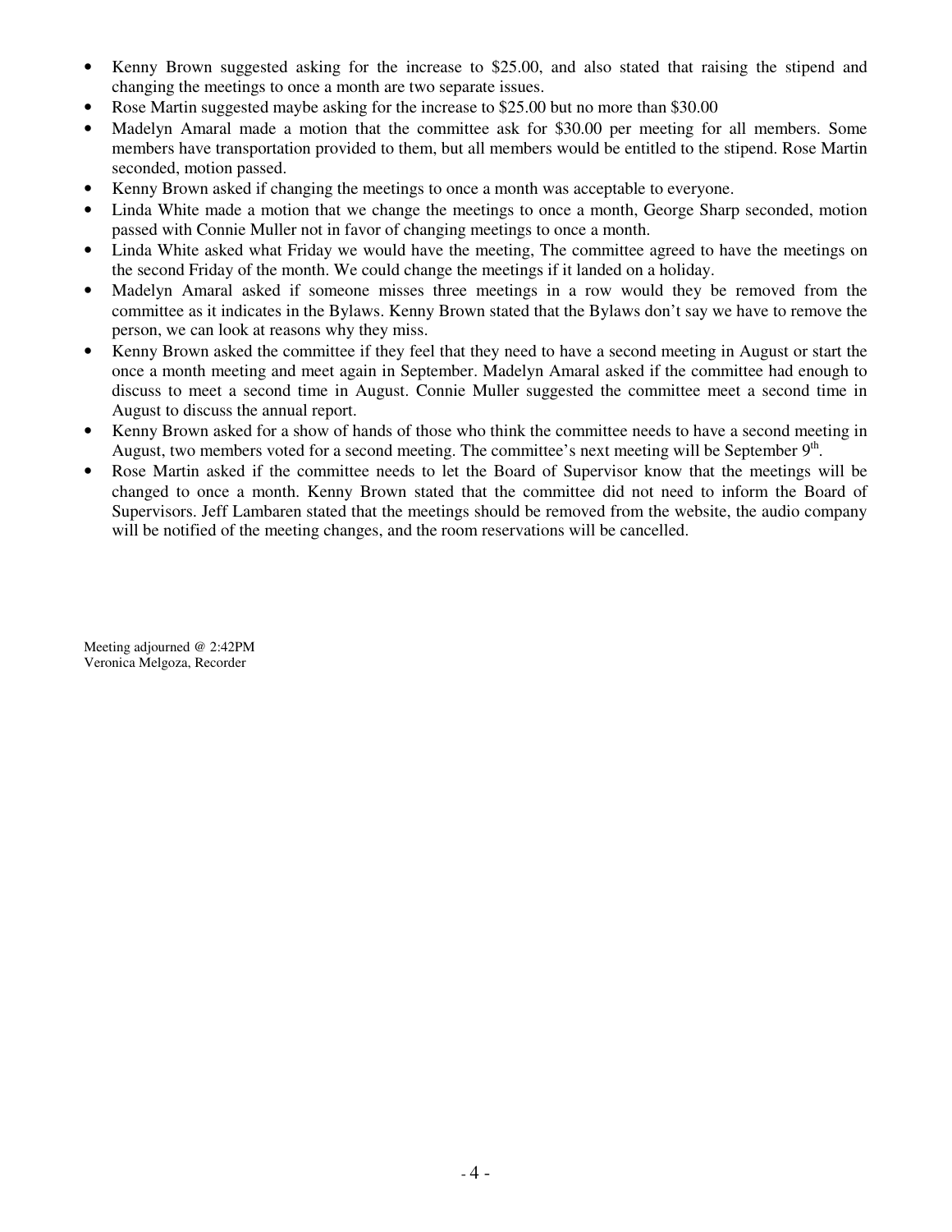- Kenny Brown suggested asking for the increase to $25.00, and also stated that raising the stipend and changing the meetings to once a month are two separate issues.
- Rose Martin suggested maybe asking for the increase to $25.00 but no more than $30.00
- Madelyn Amaral made a motion that the committee ask for $30.00 per meeting for all members. Some members have transportation provided to them, but all members would be entitled to the stipend. Rose Martin seconded, motion passed.
- Kenny Brown asked if changing the meetings to once a month was acceptable to everyone.
- Linda White made a motion that we change the meetings to once a month, George Sharp seconded, motion passed with Connie Muller not in favor of changing meetings to once a month.
- Linda White asked what Friday we would have the meeting, The committee agreed to have the meetings on the second Friday of the month. We could change the meetings if it landed on a holiday.
- Madelyn Amaral asked if someone misses three meetings in a row would they be removed from the committee as it indicates in the Bylaws. Kenny Brown stated that the Bylaws don't say we have to remove the person, we can look at reasons why they miss.
- Kenny Brown asked the committee if they feel that they need to have a second meeting in August or start the once a month meeting and meet again in September. Madelyn Amaral asked if the committee had enough to discuss to meet a second time in August. Connie Muller suggested the committee meet a second time in August to discuss the annual report.
- Kenny Brown asked for a show of hands of those who think the committee needs to have a second meeting in August, two members voted for a second meeting. The committee's next meeting will be September 9th.
- Rose Martin asked if the committee needs to let the Board of Supervisor know that the meetings will be changed to once a month. Kenny Brown stated that the committee did not need to inform the Board of Supervisors. Jeff Lambaren stated that the meetings should be removed from the website, the audio company will be notified of the meeting changes, and the room reservations will be cancelled.

Meeting adjourned @ 2:42PM
Veronica Melgoza, Recorder